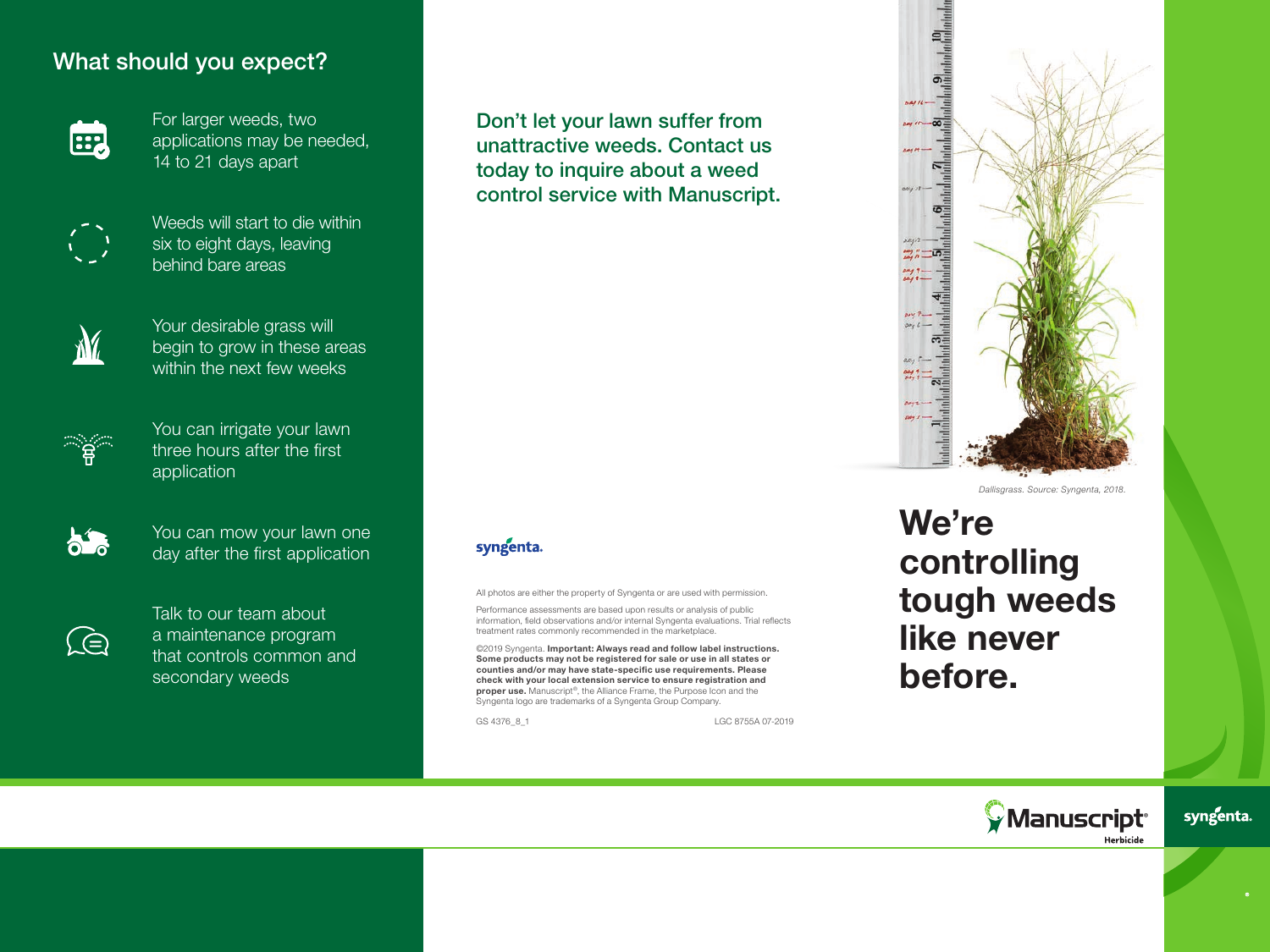## What should you expect?

- For larger weeds, two applications may be needed, 14 to 21 days apart
- Weeds will start to die within six to eight days, leaving behind bare areas
- Your desirable grass will begin to grow in these areas within the next few weeks
- You can irrigate your lawn three hours after the first application
- You can mow your lawn one day after the first application
- Talk to our team about a maintenance program that controls common and secondary weeds

**Don't let your lawn suffer from unattractive weeds. Contact us today to inquire about a weed control service with Manuscript.**

syngenta.

All photos are either the property of Syngenta or are used with permission.

Performance assessments are based upon results or analysis of public information, field observations and/or internal Syngenta evaluations. Trial reflects treatment rates commonly recommended in the marketplace.

©2019 Syngenta. **Important: Always read and follow label instructions. Some products may not be registered for sale or use in all states or counties and/or may have state-specific use requirements. Please check with your local extension service to ensure registration and proper use.** Manuscript®, the Alliance Frame, the Purpose Icon and the Syngenta logo are trademarks of a Syngenta Group Company.

GS 4376_8_1 LGC 8755A 07-2019

*Dallisgrass. Source: Syngenta, 2018.*

# We're controlling tough weeds like never before.

Manuscript® Herbicide

syngenta.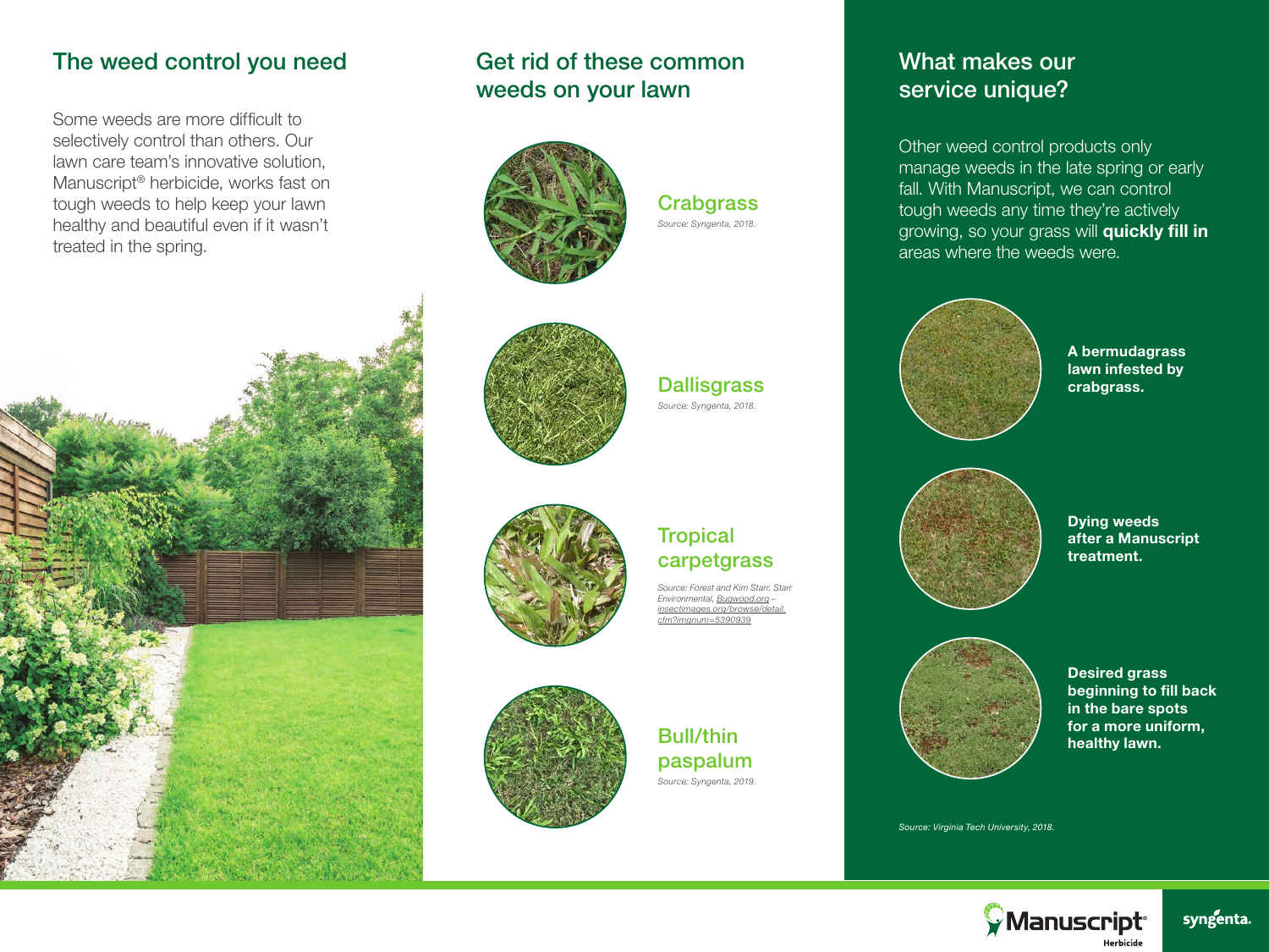## The weed control you need

Some weeds are more difficult to selectively control than others. Our lawn care team's innovative solution, Manuscript® herbicide, works fast on tough weeds to help keep your lawn healthy and beautiful even if it wasn't treated in the spring.

## Get rid of these common weeds on your lawn

### Crabgrass

*Source: Syngenta, 2018.*

### Dallisgrass

*Source: Syngenta, 2018.*

### Tropical carpetgrass

*Source: Forest and Kim Starr, Starr Environmental, Bugwood.org – insectimages.org/browse/detail.cfm?imgnum=5390939*

### Bull/thin paspalum

*Source: Syngenta, 2019.*

## What makes our service unique?

Other weed control products only manage weeds in the late spring or early fall. With Manuscript, we can control tough weeds any time they're actively growing, so your grass will **quickly fill in** areas where the weeds were.

**A bermudagrass lawn infested by crabgrass.**

**Dying weeds after a Manuscript treatment.**

**Desired grass beginning to fill back in the bare spots for a more uniform, healthy lawn.**

*Source: Virginia Tech University, 2018.*

Manuscript® Herbicide

syngenta.